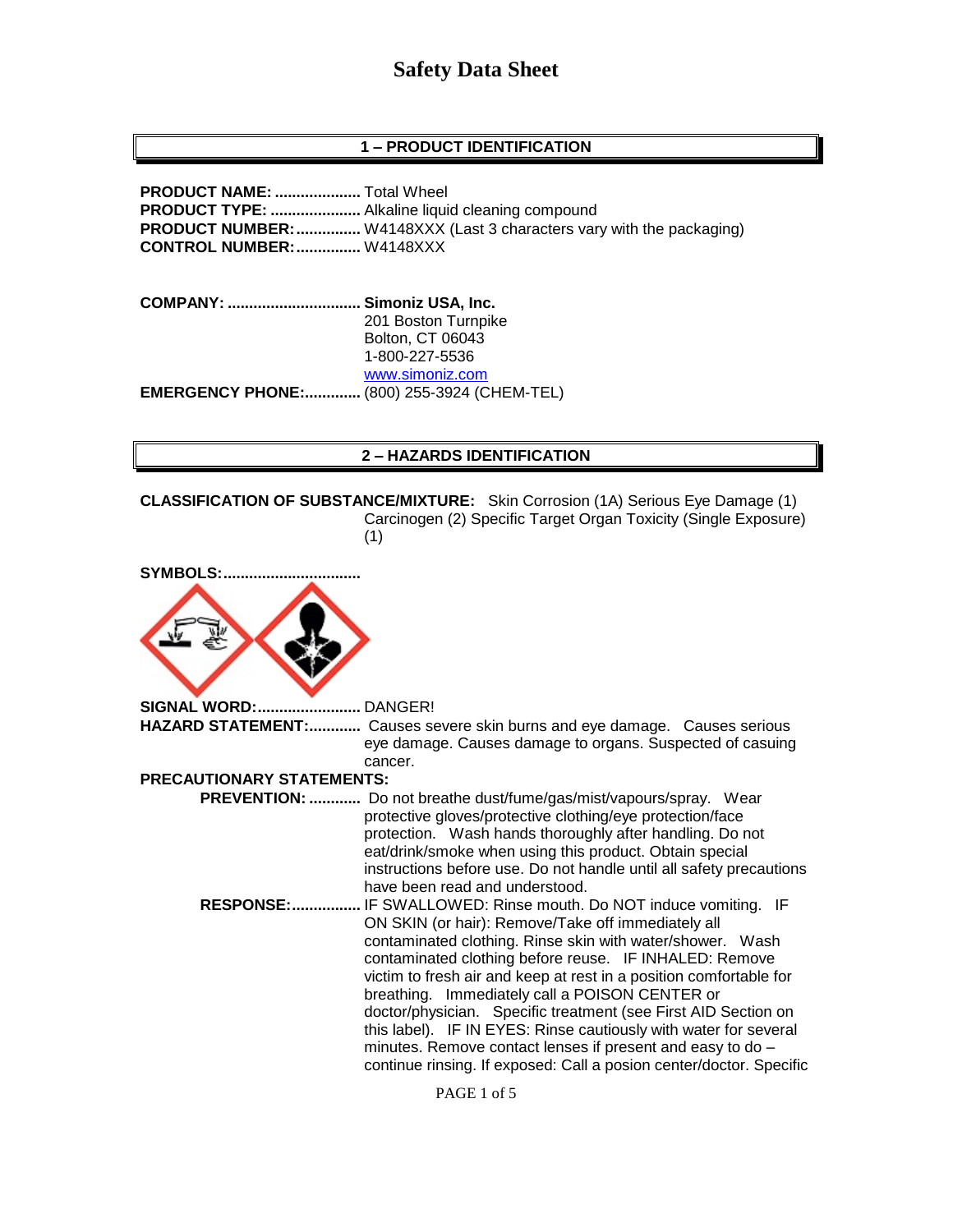# Safety Data Sheet

## 1 – PRODUCT IDENTIFICATION

**PRODUCT NAME:** .................... Total Wheel
**PRODUCT TYPE:** ..................... Alkaline liquid cleaning compound
**PRODUCT NUMBER:** ............... W4148XXX (Last 3 characters vary with the packaging)
**CONTROL NUMBER:** ............... W4148XXX

**COMPANY:** ............................... **Simoniz USA, Inc.**
201 Boston Turnpike
Bolton, CT 06043
1-800-227-5536
www.simoniz.com
**EMERGENCY PHONE:** ............. (800) 255-3924 (CHEM-TEL)

## 2 – HAZARDS IDENTIFICATION

**CLASSIFICATION OF SUBSTANCE/MIXTURE:** Skin Corrosion (1A) Serious Eye Damage (1) Carcinogen (2) Specific Target Organ Toxicity (Single Exposure) (1)

**SYMBOLS:** ...............................

**SIGNAL WORD:** ........................ DANGER!
**HAZARD STATEMENT:** ............ Causes severe skin burns and eye damage. Causes serious eye damage. Causes damage to organs. Suspected of casuing cancer.

**PRECAUTIONARY STATEMENTS:**

**PREVENTION:** ............ Do not breathe dust/fume/gas/mist/vapours/spray. Wear protective gloves/protective clothing/eye protection/face protection. Wash hands thoroughly after handling. Do not eat/drink/smoke when using this product. Obtain special instructions before use. Do not handle until all safety precautions have been read and understood.

**RESPONSE:** ................ IF SWALLOWED: Rinse mouth. Do NOT induce vomiting. IF ON SKIN (or hair): Remove/Take off immediately all contaminated clothing. Rinse skin with water/shower. Wash contaminated clothing before reuse. IF INHALED: Remove victim to fresh air and keep at rest in a position comfortable for breathing. Immediately call a POISON CENTER or doctor/physician. Specific treatment (see First AID Section on this label). IF IN EYES: Rinse cautiously with water for several minutes. Remove contact lenses if present and easy to do – continue rinsing. If exposed: Call a posion center/doctor. Specific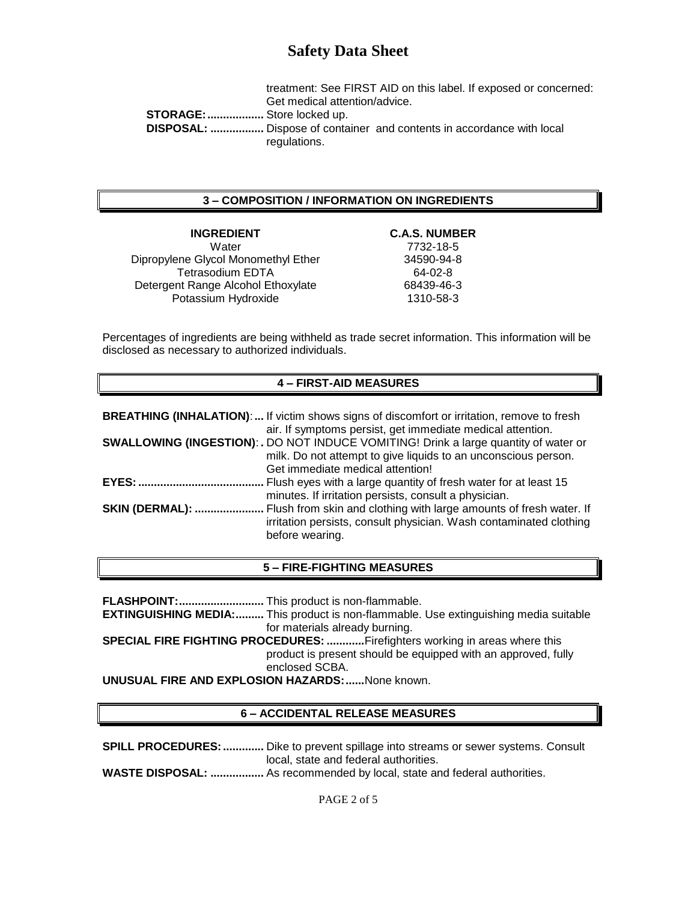treatment: See FIRST AID on this label. If exposed or concerned: Get medical attention/advice.

**STORAGE:..................** Store locked up.

**DISPOSAL: .................** Dispose of container and contents in accordance with local regulations.

## 3 – COMPOSITION / INFORMATION ON INGREDIENTS

| INGREDIENT | C.A.S. NUMBER |
| --- | --- |
| Water | 7732-18-5 |
| Dipropylene Glycol Monomethyl Ether | 34590-94-8 |
| Tetrasodium EDTA | 64-02-8 |
| Detergent Range Alcohol Ethoxylate | 68439-46-3 |
| Potassium Hydroxide | 1310-58-3 |

Percentages of ingredients are being withheld as trade secret information. This information will be disclosed as necessary to authorized individuals.

## 4 – FIRST-AID MEASURES

**BREATHING (INHALATION):...** If victim shows signs of discomfort or irritation, remove to fresh air. If symptoms persist, get immediate medical attention.

**SWALLOWING (INGESTION):.** DO NOT INDUCE VOMITING! Drink a large quantity of water or milk. Do not attempt to give liquids to an unconscious person. Get immediate medical attention!

**EYES:........................................** Flush eyes with a large quantity of fresh water for at least 15 minutes. If irritation persists, consult a physician.

**SKIN (DERMAL): ......................** Flush from skin and clothing with large amounts of fresh water. If irritation persists, consult physician. Wash contaminated clothing before wearing.

## 5 – FIRE-FIGHTING MEASURES

**FLASHPOINT:...........................** This product is non-flammable.

**EXTINGUISHING MEDIA:.........** This product is non-flammable. Use extinguishing media suitable for materials already burning.

**SPECIAL FIRE FIGHTING PROCEDURES: ............**Firefighters working in areas where this product is present should be equipped with an approved, fully enclosed SCBA.

**UNUSUAL FIRE AND EXPLOSION HAZARDS:......**None known.

## 6 – ACCIDENTAL RELEASE MEASURES

**SPILL PROCEDURES:.............** Dike to prevent spillage into streams or sewer systems. Consult local, state and federal authorities.

**WASTE DISPOSAL: .................** As recommended by local, state and federal authorities.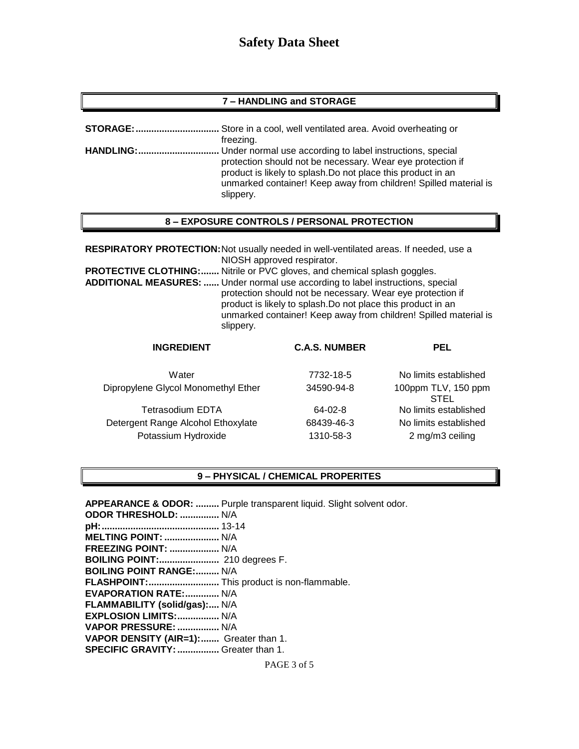# Safety Data Sheet

## 7 – HANDLING and STORAGE

**STORAGE:** Store in a cool, well ventilated area. Avoid overheating or freezing.

**HANDLING:** Under normal use according to label instructions, special protection should not be necessary. Wear eye protection if product is likely to splash.Do not place this product in an unmarked container! Keep away from children! Spilled material is slippery.

## 8 – EXPOSURE CONTROLS / PERSONAL PROTECTION

**RESPIRATORY PROTECTION:** Not usually needed in well-ventilated areas. If needed, use a NIOSH approved respirator.

**PROTECTIVE CLOTHING:** Nitrile or PVC gloves, and chemical splash goggles.

**ADDITIONAL MEASURES:** Under normal use according to label instructions, special protection should not be necessary. Wear eye protection if product is likely to splash.Do not place this product in an unmarked container! Keep away from children! Spilled material is slippery.

| INGREDIENT | C.A.S. NUMBER | PEL |
|---|---|---|
| Water | 7732-18-5 | No limits established |
| Dipropylene Glycol Monomethyl Ether | 34590-94-8 | 100ppm TLV, 150 ppm STEL |
| Tetrasodium EDTA | 64-02-8 | No limits established |
| Detergent Range Alcohol Ethoxylate | 68439-46-3 | No limits established |
| Potassium Hydroxide | 1310-58-3 | 2 mg/m3 ceiling |

## 9 – PHYSICAL / CHEMICAL PROPERITES

**APPEARANCE & ODOR:** Purple transparent liquid. Slight solvent odor.
**ODOR THRESHOLD:** N/A
**pH:** 13-14
**MELTING POINT:** N/A
**FREEZING POINT:** N/A
**BOILING POINT:** 210 degrees F.
**BOILING POINT RANGE:** N/A
**FLASHPOINT:** This product is non-flammable.
**EVAPORATION RATE:** N/A
**FLAMMABILITY (solid/gas):** N/A
**EXPLOSION LIMITS:** N/A
**VAPOR PRESSURE:** N/A
**VAPOR DENSITY (AIR=1):** Greater than 1.
**SPECIFIC GRAVITY:** Greater than 1.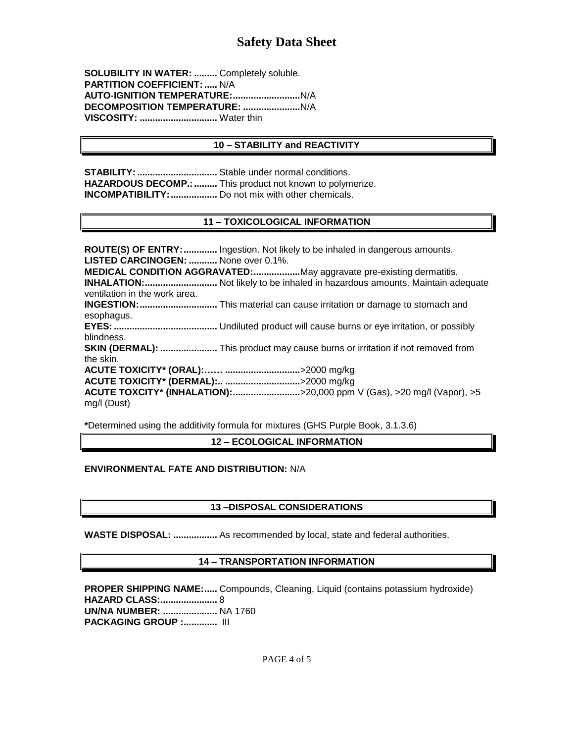**SOLUBILITY IN WATER: .........** Completely soluble.
**PARTITION COEFFICIENT: .....** N/A
**AUTO-IGNITION TEMPERATURE:.........................**N/A
**DECOMPOSITION TEMPERATURE: ......................**N/A
**VISCOSITY: .............................** Water thin

## 10 – STABILITY and REACTIVITY

**STABILITY: ...............................** Stable under normal conditions.
**HAZARDOUS DECOMP.: .........** This product not known to polymerize.
**INCOMPATIBILITY: .................** Do not mix with other chemicals.

## 11 – TOXICOLOGICAL INFORMATION

**ROUTE(S) OF ENTRY: .............** Ingestion. Not likely to be inhaled in dangerous amounts.
**LISTED CARCINOGEN: ...........** None over 0.1%.
**MEDICAL CONDITION AGGRAVATED:..................**May aggravate pre-existing dermatitis.
**INHALATION:............................** Not likely to be inhaled in hazardous amounts. Maintain adequate ventilation in the work area.
**INGESTION:..............................** This material can cause irritation or damage to stomach and esophagus.
**EYES: ........................................** Undiluted product will cause burns or eye irritation, or possibly blindness.
**SKIN (DERMAL): ......................** This product may cause burns or irritation if not removed from the skin.
**ACUTE TOXICITY* (ORAL):…… ............................**>2000 mg/kg
**ACUTE TOXICITY* (DERMAL):.. ............................**>2000 mg/kg
**ACUTE TOXCITY* (INHALATION):..........................**>20,000 ppm V (Gas), >20 mg/l (Vapor), >5 mg/l (Dust)

**\***Determined using the additivity formula for mixtures (GHS Purple Book, 3.1.3.6)

## 12 – ECOLOGICAL INFORMATION

**ENVIRONMENTAL FATE AND DISTRIBUTION:** N/A

## 13 –DISPOSAL CONSIDERATIONS

**WASTE DISPOSAL: .................** As recommended by local, state and federal authorities.

## 14 – TRANSPORTATION INFORMATION

**PROPER SHIPPING NAME:.....** Compounds, Cleaning, Liquid (contains potassium hydroxide)
**HAZARD CLASS:......................** 8
**UN/NA NUMBER: .....................** NA 1760
**PACKAGING GROUP :.............** III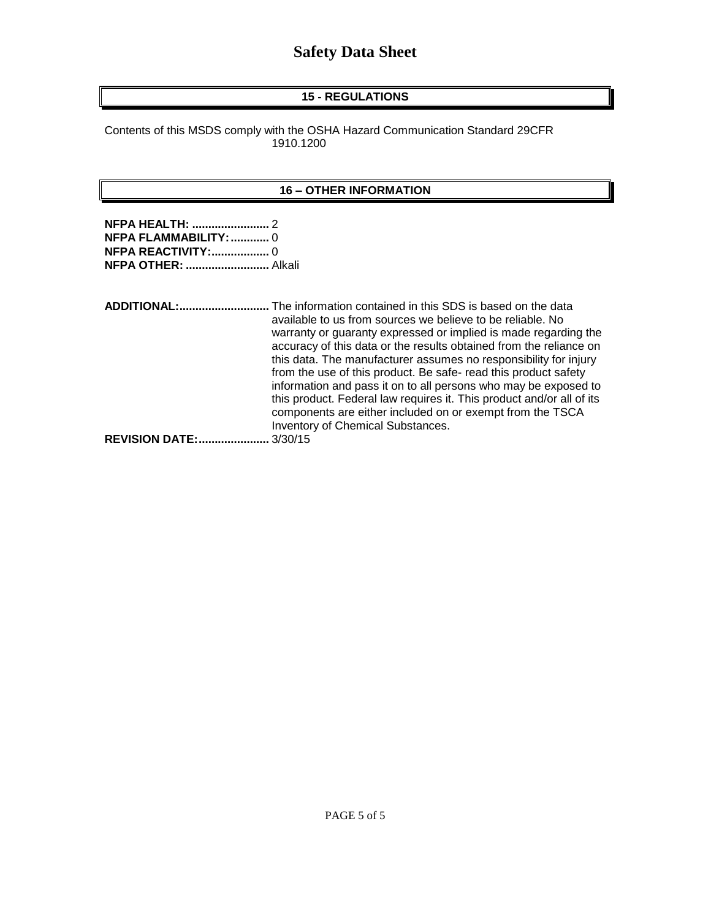# Safety Data Sheet

## 15 - REGULATIONS

Contents of this MSDS comply with the OSHA Hazard Communication Standard 29CFR 1910.1200

## 16 – OTHER INFORMATION

**NFPA HEALTH: ........................** 2
**NFPA FLAMMABILITY:............** 0
**NFPA REACTIVITY:..................** 0
**NFPA OTHER: ..........................** Alkali

**ADDITIONAL:............................** The information contained in this SDS is based on the data available to us from sources we believe to be reliable. No warranty or guaranty expressed or implied is made regarding the accuracy of this data or the results obtained from the reliance on this data. The manufacturer assumes no responsibility for injury from the use of this product. Be safe- read this product safety information and pass it on to all persons who may be exposed to this product. Federal law requires it. This product and/or all of its components are either included on or exempt from the TSCA Inventory of Chemical Substances.

**REVISION DATE:......................** 3/30/15